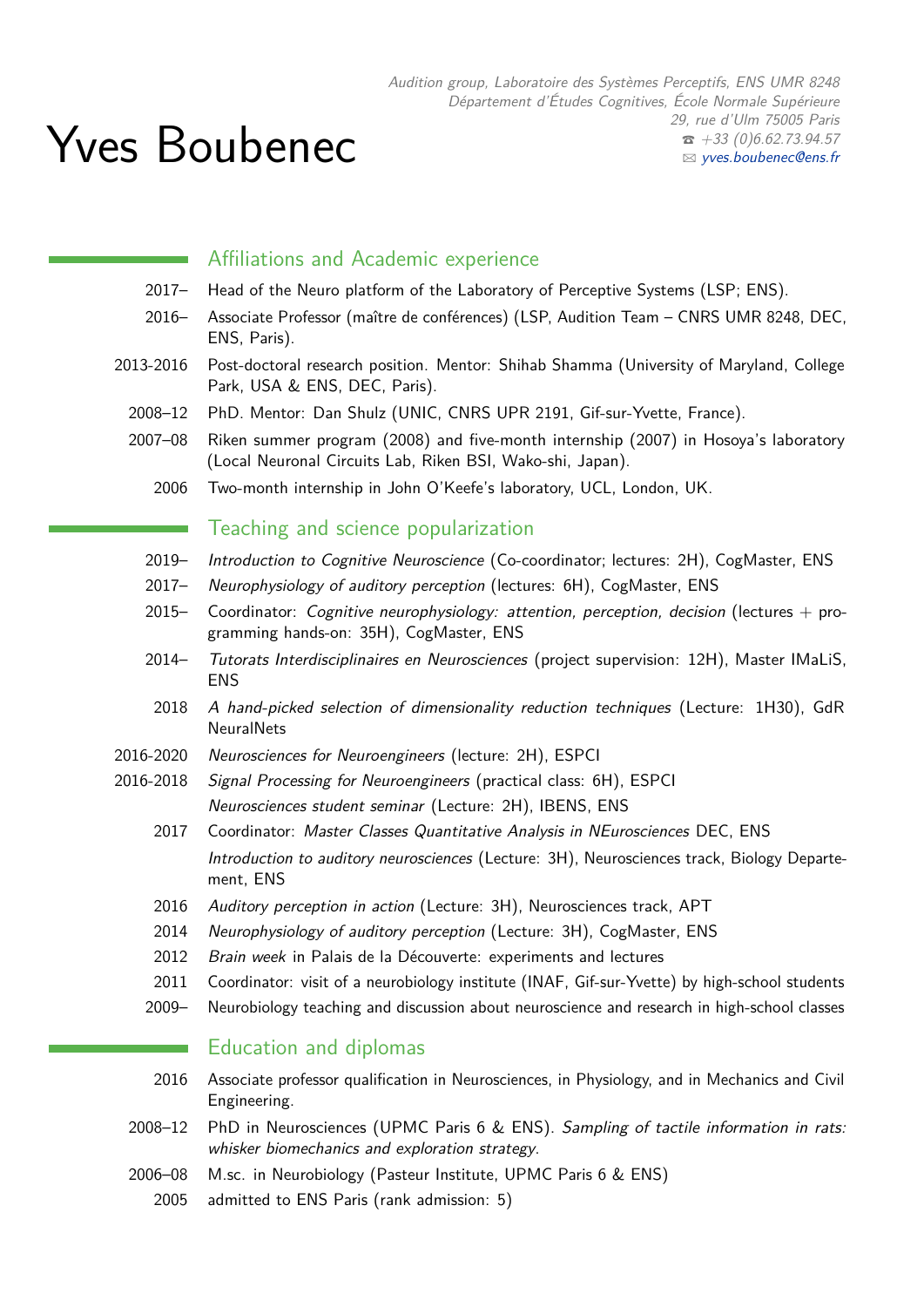# Yves Boubenec

*Audition group, Laboratoire des Systèmes Perceptifs, ENS UMR 8248*
*Département d'Études Cognitives, École Normale Supérieure*
*29, rue d'Ulm 75005 Paris*
*☎ +33 (0)6.62.73.94.57*
*✉ yves.boubenec@ens.fr*

## Affiliations and Academic experience

- **2017–** Head of the Neuro platform of the Laboratory of Perceptive Systems (LSP; ENS).
- **2016–** Associate Professor (maître de conférences) (LSP, Audition Team – CNRS UMR 8248, DEC, ENS, Paris).
- **2013-2016** Post-doctoral research position. Mentor: Shihab Shamma (University of Maryland, College Park, USA & ENS, DEC, Paris).
- **2008–12** PhD. Mentor: Dan Shulz (UNIC, CNRS UPR 2191, Gif-sur-Yvette, France).
- **2007–08** Riken summer program (2008) and five-month internship (2007) in Hosoya's laboratory (Local Neuronal Circuits Lab, Riken BSI, Wako-shi, Japan).
- **2006** Two-month internship in John O'Keefe's laboratory, UCL, London, UK.

## Teaching and science popularization

- **2019–** *Introduction to Cognitive Neuroscience* (Co-coordinator; lectures: 2H), CogMaster, ENS
- **2017–** *Neurophysiology of auditory perception* (lectures: 6H), CogMaster, ENS
- **2015–** Coordinator: *Cognitive neurophysiology: attention, perception, decision* (lectures + programming hands-on: 35H), CogMaster, ENS
- **2014–** *Tutorats Interdisciplinaires en Neurosciences* (project supervision: 12H), Master IMaLiS, ENS
- **2018** *A hand-picked selection of dimensionality reduction techniques* (Lecture: 1H30), GdR NeuralNets
- **2016-2020** *Neurosciences for Neuroengineers* (lecture: 2H), ESPCI
- **2016-2018** *Signal Processing for Neuroengineers* (practical class: 6H), ESPCI
  *Neurosciences student seminar* (Lecture: 2H), IBENS, ENS
- **2017** Coordinator: *Master Classes Quantitative Analysis in NEurosciences* DEC, ENS
  *Introduction to auditory neurosciences* (Lecture: 3H), Neurosciences track, Biology Departement, ENS
- **2016** *Auditory perception in action* (Lecture: 3H), Neurosciences track, APT
- **2014** *Neurophysiology of auditory perception* (Lecture: 3H), CogMaster, ENS
- **2012** *Brain week* in Palais de la Découverte: experiments and lectures
- **2011** Coordinator: visit of a neurobiology institute (INAF, Gif-sur-Yvette) by high-school students
- **2009–** Neurobiology teaching and discussion about neuroscience and research in high-school classes

## Education and diplomas

- **2016** Associate professor qualification in Neurosciences, in Physiology, and in Mechanics and Civil Engineering.
- **2008–12** PhD in Neurosciences (UPMC Paris 6 & ENS). *Sampling of tactile information in rats: whisker biomechanics and exploration strategy*.
- **2006–08** M.sc. in Neurobiology (Pasteur Institute, UPMC Paris 6 & ENS)
- **2005** admitted to ENS Paris (rank admission: 5)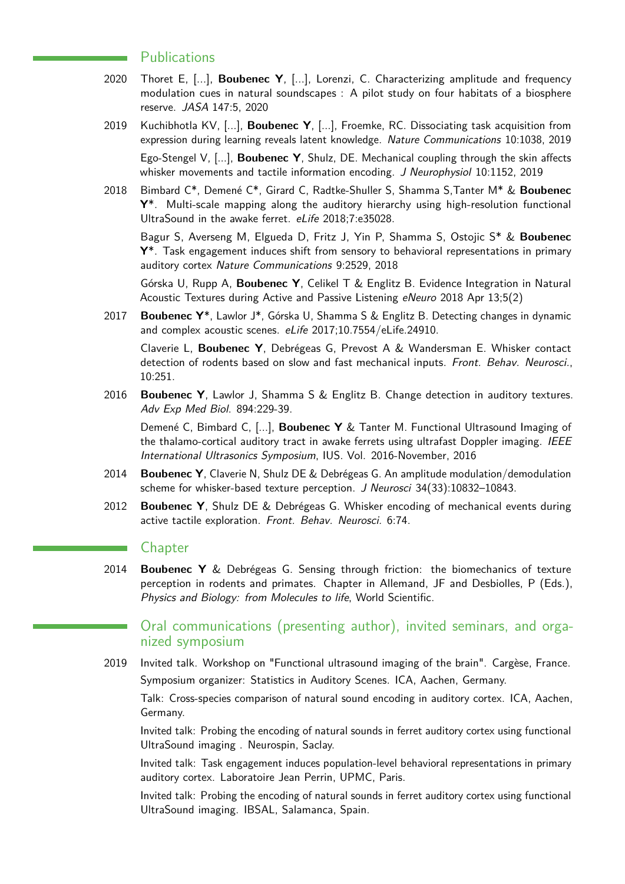## Publications

2020 Thoret E, [...], **Boubenec Y**, [...], Lorenzi, C. Characterizing amplitude and frequency modulation cues in natural soundscapes : A pilot study on four habitats of a biosphere reserve. *JASA* 147:5, 2020

2019 Kuchibhotla KV, [...], **Boubenec Y**, [...], Froemke, RC. Dissociating task acquisition from expression during learning reveals latent knowledge. *Nature Communications* 10:1038, 2019

Ego-Stengel V, [...], **Boubenec Y**, Shulz, DE. Mechanical coupling through the skin affects whisker movements and tactile information encoding. *J Neurophysiol* 10:1152, 2019

2018 Bimbard C*, Demené C*, Girard C, Radtke-Shuller S, Shamma S,Tanter M* & **Boubenec Y***. Multi-scale mapping along the auditory hierarchy using high-resolution functional UltraSound in the awake ferret. *eLife* 2018;7:e35028.

Bagur S, Averseng M, Elgueda D, Fritz J, Yin P, Shamma S, Ostojic S* & **Boubenec Y***. Task engagement induces shift from sensory to behavioral representations in primary auditory cortex *Nature Communications* 9:2529, 2018

Górska U, Rupp A, **Boubenec Y**, Celikel T & Englitz B. Evidence Integration in Natural Acoustic Textures during Active and Passive Listening *eNeuro* 2018 Apr 13;5(2)

2017 **Boubenec Y***, Lawlor J*, Górska U, Shamma S & Englitz B. Detecting changes in dynamic and complex acoustic scenes. *eLife* 2017;10.7554/eLife.24910.

Claverie L, **Boubenec Y**, Debrégeas G, Prevost A & Wandersman E. Whisker contact detection of rodents based on slow and fast mechanical inputs. *Front. Behav. Neurosci.*, 10:251.

2016 **Boubenec Y**, Lawlor J, Shamma S & Englitz B. Change detection in auditory textures. *Adv Exp Med Biol.* 894:229-39.

Demené C, Bimbard C, [...], **Boubenec Y** & Tanter M. Functional Ultrasound Imaging of the thalamo-cortical auditory tract in awake ferrets using ultrafast Doppler imaging. *IEEE International Ultrasonics Symposium*, IUS. Vol. 2016-November, 2016

2014 **Boubenec Y**, Claverie N, Shulz DE & Debrégeas G. An amplitude modulation/demodulation scheme for whisker-based texture perception. *J Neurosci* 34(33):10832–10843.

2012 **Boubenec Y**, Shulz DE & Debrégeas G. Whisker encoding of mechanical events during active tactile exploration. *Front. Behav. Neurosci.* 6:74.

## Chapter

2014 **Boubenec Y** & Debrégeas G. Sensing through friction: the biomechanics of texture perception in rodents and primates. Chapter in Allemand, JF and Desbiolles, P (Eds.), *Physics and Biology: from Molecules to life*, World Scientific.

## Oral communications (presenting author), invited seminars, and organized symposium

2019 Invited talk. Workshop on "Functional ultrasound imaging of the brain". Cargèse, France.

Symposium organizer: Statistics in Auditory Scenes. ICA, Aachen, Germany.

Talk: Cross-species comparison of natural sound encoding in auditory cortex. ICA, Aachen, Germany.

Invited talk: Probing the encoding of natural sounds in ferret auditory cortex using functional UltraSound imaging . Neurospin, Saclay.

Invited talk: Task engagement induces population-level behavioral representations in primary auditory cortex. Laboratoire Jean Perrin, UPMC, Paris.

Invited talk: Probing the encoding of natural sounds in ferret auditory cortex using functional UltraSound imaging. IBSAL, Salamanca, Spain.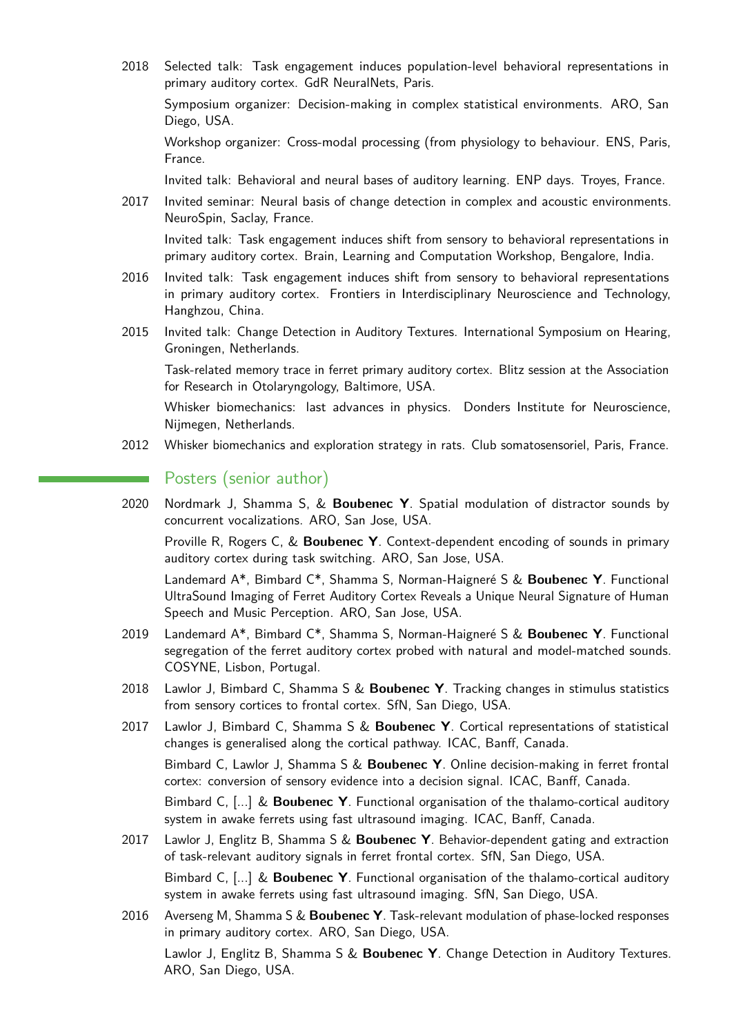2018 Selected talk: Task engagement induces population-level behavioral representations in primary auditory cortex. GdR NeuralNets, Paris.

Symposium organizer: Decision-making in complex statistical environments. ARO, San Diego, USA.

Workshop organizer: Cross-modal processing (from physiology to behaviour. ENS, Paris, France.

Invited talk: Behavioral and neural bases of auditory learning. ENP days. Troyes, France.

2017 Invited seminar: Neural basis of change detection in complex and acoustic environments. NeuroSpin, Saclay, France.

Invited talk: Task engagement induces shift from sensory to behavioral representations in primary auditory cortex. Brain, Learning and Computation Workshop, Bengalore, India.

2016 Invited talk: Task engagement induces shift from sensory to behavioral representations in primary auditory cortex. Frontiers in Interdisciplinary Neuroscience and Technology, Hanghzou, China.

2015 Invited talk: Change Detection in Auditory Textures. International Symposium on Hearing, Groningen, Netherlands.

Task-related memory trace in ferret primary auditory cortex. Blitz session at the Association for Research in Otolaryngology, Baltimore, USA.

Whisker biomechanics: last advances in physics. Donders Institute for Neuroscience, Nijmegen, Netherlands.

2012 Whisker biomechanics and exploration strategy in rats. Club somatosensoriel, Paris, France.

## Posters (senior author)

2020 Nordmark J, Shamma S, & **Boubenec Y**. Spatial modulation of distractor sounds by concurrent vocalizations. ARO, San Jose, USA.

Proville R, Rogers C, & **Boubenec Y**. Context-dependent encoding of sounds in primary auditory cortex during task switching. ARO, San Jose, USA.

Landemard A*, Bimbard C*, Shamma S, Norman-Haigneré S & **Boubenec Y**. Functional UltraSound Imaging of Ferret Auditory Cortex Reveals a Unique Neural Signature of Human Speech and Music Perception. ARO, San Jose, USA.

2019 Landemard A*, Bimbard C*, Shamma S, Norman-Haigneré S & **Boubenec Y**. Functional segregation of the ferret auditory cortex probed with natural and model-matched sounds. COSYNE, Lisbon, Portugal.

2018 Lawlor J, Bimbard C, Shamma S & **Boubenec Y**. Tracking changes in stimulus statistics from sensory cortices to frontal cortex. SfN, San Diego, USA.

2017 Lawlor J, Bimbard C, Shamma S & **Boubenec Y**. Cortical representations of statistical changes is generalised along the cortical pathway. ICAC, Banff, Canada.

Bimbard C, Lawlor J, Shamma S & **Boubenec Y**. Online decision-making in ferret frontal cortex: conversion of sensory evidence into a decision signal. ICAC, Banff, Canada.

Bimbard C, [...] & **Boubenec Y**. Functional organisation of the thalamo-cortical auditory system in awake ferrets using fast ultrasound imaging. ICAC, Banff, Canada.

2017 Lawlor J, Englitz B, Shamma S & **Boubenec Y**. Behavior-dependent gating and extraction of task-relevant auditory signals in ferret frontal cortex. SfN, San Diego, USA.

Bimbard C, [...] & **Boubenec Y**. Functional organisation of the thalamo-cortical auditory system in awake ferrets using fast ultrasound imaging. SfN, San Diego, USA.

2016 Averseng M, Shamma S & **Boubenec Y**. Task-relevant modulation of phase-locked responses in primary auditory cortex. ARO, San Diego, USA.

Lawlor J, Englitz B, Shamma S & **Boubenec Y**. Change Detection in Auditory Textures. ARO, San Diego, USA.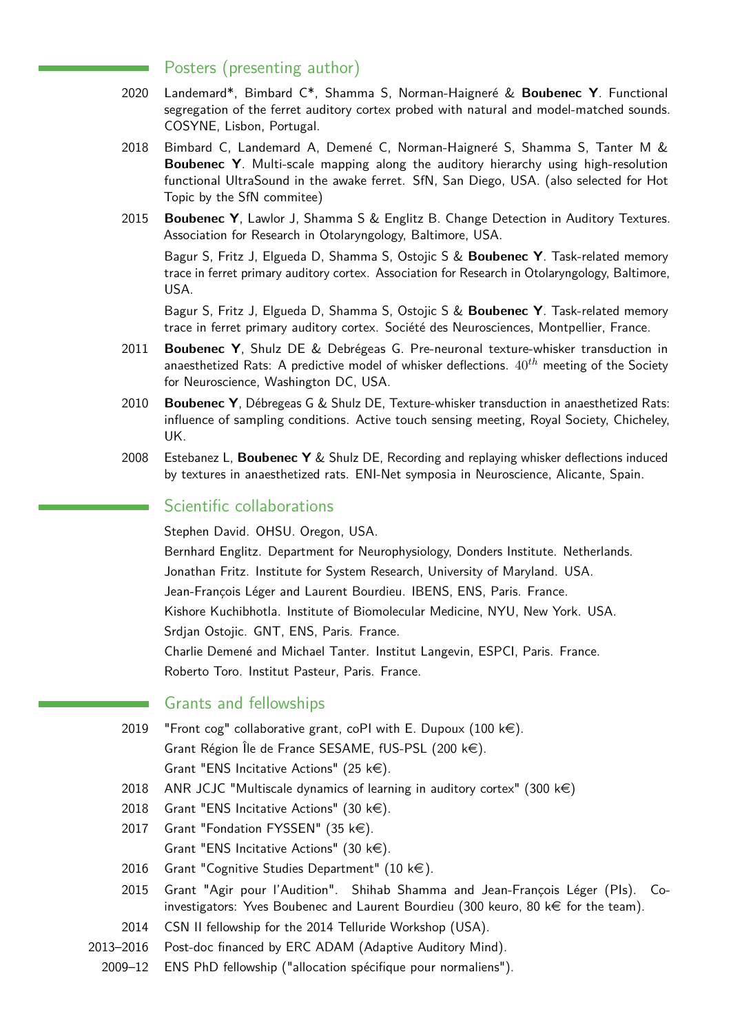## Posters (presenting author)

2020 Landemard*, Bimbard C*, Shamma S, Norman-Haigneré & **Boubenec Y**. Functional segregation of the ferret auditory cortex probed with natural and model-matched sounds. COSYNE, Lisbon, Portugal.

2018 Bimbard C, Landemard A, Demené C, Norman-Haigneré S, Shamma S, Tanter M & **Boubenec Y**. Multi-scale mapping along the auditory hierarchy using high-resolution functional UltraSound in the awake ferret. SfN, San Diego, USA. (also selected for Hot Topic by the SfN commitee)

2015 **Boubenec Y**, Lawlor J, Shamma S & Englitz B. Change Detection in Auditory Textures. Association for Research in Otolaryngology, Baltimore, USA.

Bagur S, Fritz J, Elgueda D, Shamma S, Ostojic S & **Boubenec Y**. Task-related memory trace in ferret primary auditory cortex. Association for Research in Otolaryngology, Baltimore, USA.

Bagur S, Fritz J, Elgueda D, Shamma S, Ostojic S & **Boubenec Y**. Task-related memory trace in ferret primary auditory cortex. Société des Neurosciences, Montpellier, France.

2011 **Boubenec Y**, Shulz DE & Debrégeas G. Pre-neuronal texture-whisker transduction in anaesthetized Rats: A predictive model of whisker deflections. $40^{th}$ meeting of the Society for Neuroscience, Washington DC, USA.

2010 **Boubenec Y**, Débregeas G & Shulz DE, Texture-whisker transduction in anaesthetized Rats: influence of sampling conditions. Active touch sensing meeting, Royal Society, Chicheley, UK.

2008 Estebanez L, **Boubenec Y** & Shulz DE, Recording and replaying whisker deflections induced by textures in anaesthetized rats. ENI-Net symposia in Neuroscience, Alicante, Spain.

## Scientific collaborations

Stephen David. OHSU. Oregon, USA.

Bernhard Englitz. Department for Neurophysiology, Donders Institute. Netherlands.

Jonathan Fritz. Institute for System Research, University of Maryland. USA.

Jean-François Léger and Laurent Bourdieu. IBENS, ENS, Paris. France.

Kishore Kuchibhotla. Institute of Biomolecular Medicine, NYU, New York. USA.

Srdjan Ostojic. GNT, ENS, Paris. France.

Charlie Demené and Michael Tanter. Institut Langevin, ESPCI, Paris. France.

Roberto Toro. Institut Pasteur, Paris. France.

## Grants and fellowships

2019 "Front cog" collaborative grant, coPI with E. Dupoux (100 k€).

Grant Région Île de France SESAME, fUS-PSL (200 k€).

Grant "ENS Incitative Actions" (25 k€).

2018 ANR JCJC "Multiscale dynamics of learning in auditory cortex" (300 k€)

2018 Grant "ENS Incitative Actions" (30 k€).

2017 Grant "Fondation FYSSEN" (35 k€).

Grant "ENS Incitative Actions" (30 k€).

2016 Grant "Cognitive Studies Department" (10 k€).

2015 Grant "Agir pour l'Audition". Shihab Shamma and Jean-François Léger (PIs). Co-investigators: Yves Boubenec and Laurent Bourdieu (300 keuro, 80 k€ for the team).

2014 CSN II fellowship for the 2014 Telluride Workshop (USA).

2013–2016 Post-doc financed by ERC ADAM (Adaptive Auditory Mind).

2009–12 ENS PhD fellowship ("allocation spécifique pour normaliens").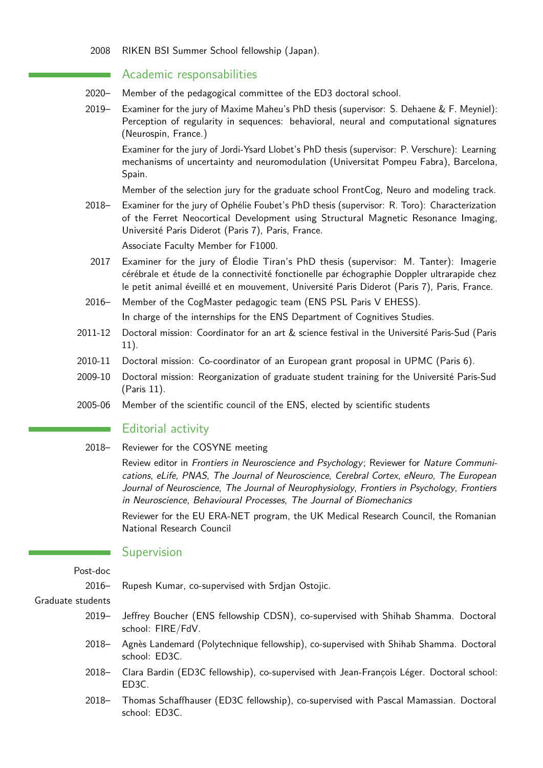2008 RIKEN BSI Summer School fellowship (Japan).

## Academic responsabilities

2020– Member of the pedagogical committee of the ED3 doctoral school.

2019– Examiner for the jury of Maxime Maheu's PhD thesis (supervisor: S. Dehaene & F. Meyniel): Perception of regularity in sequences: behavioral, neural and computational signatures (Neurospin, France.)

Examiner for the jury of Jordi-Ysard Llobet's PhD thesis (supervisor: P. Verschure): Learning mechanisms of uncertainty and neuromodulation (Universitat Pompeu Fabra), Barcelona, Spain.

Member of the selection jury for the graduate school FrontCog, Neuro and modeling track.

2018– Examiner for the jury of Ophélie Foubet's PhD thesis (supervisor: R. Toro): Characterization of the Ferret Neocortical Development using Structural Magnetic Resonance Imaging, Université Paris Diderot (Paris 7), Paris, France.

Associate Faculty Member for F1000.

2017 Examiner for the jury of Élodie Tiran's PhD thesis (supervisor: M. Tanter): Imagerie cérébrale et étude de la connectivité fonctionelle par échographie Doppler ultrarapide chez le petit animal éveillé et en mouvement, Université Paris Diderot (Paris 7), Paris, France.

2016– Member of the CogMaster pedagogic team (ENS PSL Paris V EHESS).

In charge of the internships for the ENS Department of Cognitives Studies.

2011-12 Doctoral mission: Coordinator for an art & science festival in the Université Paris-Sud (Paris 11).

2010-11 Doctoral mission: Co-coordinator of an European grant proposal in UPMC (Paris 6).

2009-10 Doctoral mission: Reorganization of graduate student training for the Université Paris-Sud (Paris 11).

2005-06 Member of the scientific council of the ENS, elected by scientific students

## Editorial activity

2018– Reviewer for the COSYNE meeting

Review editor in *Frontiers in Neuroscience and Psychology*; Reviewer for *Nature Communications*, *eLife*, *PNAS*, *The Journal of Neuroscience*, *Cerebral Cortex*, *eNeuro*, *The European Journal of Neuroscience*, *The Journal of Neurophysiology*, *Frontiers in Psychology*, *Frontiers in Neuroscience*, *Behavioural Processes*, *The Journal of Biomechanics*

Reviewer for the EU ERA-NET program, the UK Medical Research Council, the Romanian National Research Council

## Supervision

Post-doc

2016– Rupesh Kumar, co-supervised with Srdjan Ostojic.

Graduate students

2019– Jeffrey Boucher (ENS fellowship CDSN), co-supervised with Shihab Shamma. Doctoral school: FIRE/FdV.

2018– Agnès Landemard (Polytechnique fellowship), co-supervised with Shihab Shamma. Doctoral school: ED3C.

2018– Clara Bardin (ED3C fellowship), co-supervised with Jean-François Léger. Doctoral school: ED3C.

2018– Thomas Schaffhauser (ED3C fellowship), co-supervised with Pascal Mamassian. Doctoral school: ED3C.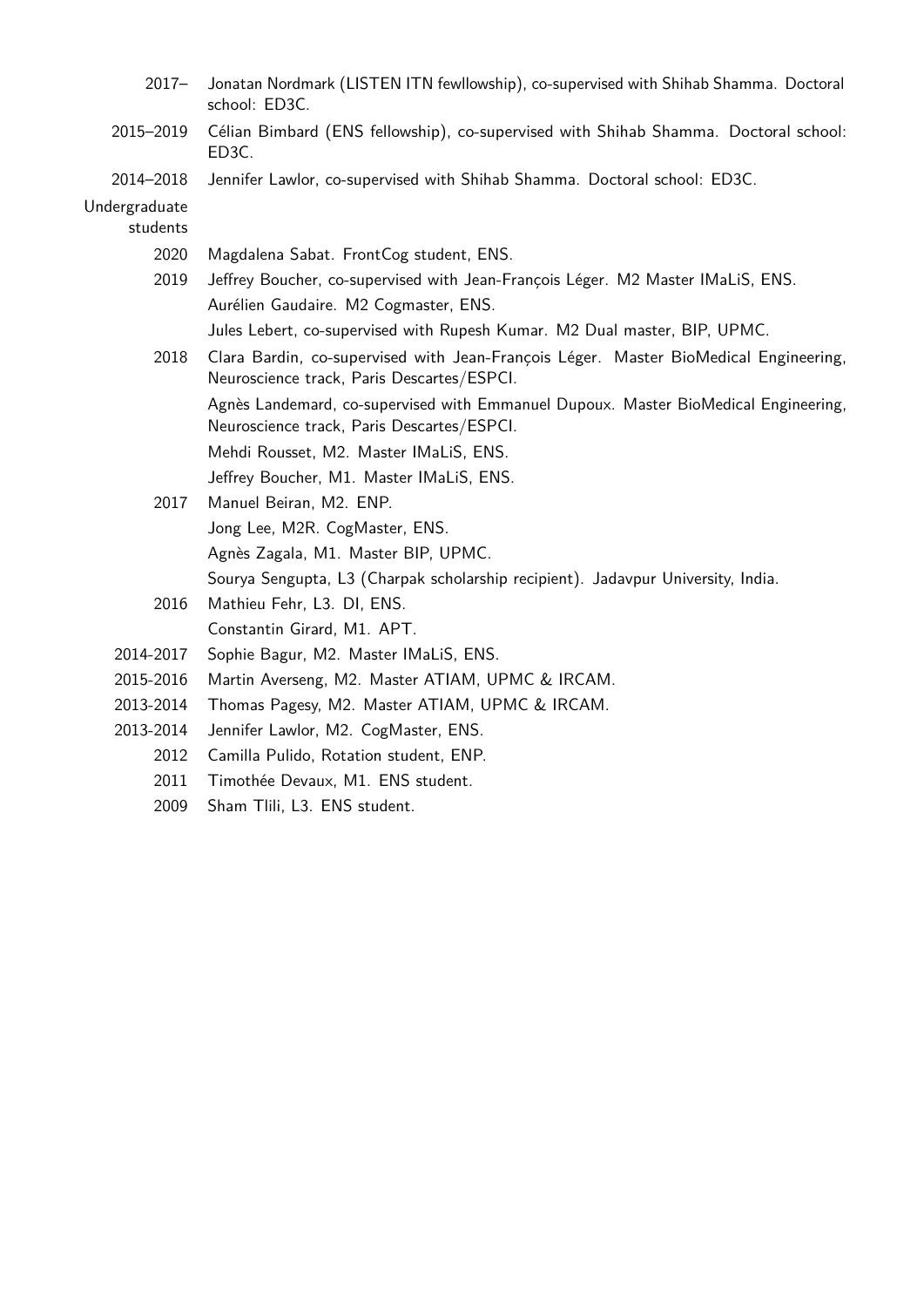2017– Jonatan Nordmark (LISTEN ITN fewllowship), co-supervised with Shihab Shamma. Doctoral school: ED3C.

2015–2019 Célian Bimbard (ENS fellowship), co-supervised with Shihab Shamma. Doctoral school: ED3C.

2014–2018 Jennifer Lawlor, co-supervised with Shihab Shamma. Doctoral school: ED3C.

**Undergraduate students**

2020 Magdalena Sabat. FrontCog student, ENS.

2019 Jeffrey Boucher, co-supervised with Jean-François Léger. M2 Master IMaLiS, ENS.

Aurélien Gaudaire. M2 Cogmaster, ENS.

Jules Lebert, co-supervised with Rupesh Kumar. M2 Dual master, BIP, UPMC.

2018 Clara Bardin, co-supervised with Jean-François Léger. Master BioMedical Engineering, Neuroscience track, Paris Descartes/ESPCI.

Agnès Landemard, co-supervised with Emmanuel Dupoux. Master BioMedical Engineering, Neuroscience track, Paris Descartes/ESPCI.

Mehdi Rousset, M2. Master IMaLiS, ENS.

Jeffrey Boucher, M1. Master IMaLiS, ENS.

2017 Manuel Beiran, M2. ENP.

Jong Lee, M2R. CogMaster, ENS.

Agnès Zagala, M1. Master BIP, UPMC.

Sourya Sengupta, L3 (Charpak scholarship recipient). Jadavpur University, India.

2016 Mathieu Fehr, L3. DI, ENS.

Constantin Girard, M1. APT.

2014-2017 Sophie Bagur, M2. Master IMaLiS, ENS.

2015-2016 Martin Averseng, M2. Master ATIAM, UPMC & IRCAM.

2013-2014 Thomas Pagesy, M2. Master ATIAM, UPMC & IRCAM.

2013-2014 Jennifer Lawlor, M2. CogMaster, ENS.

2012 Camilla Pulido, Rotation student, ENP.

2011 Timothée Devaux, M1. ENS student.

2009 Sham Tlili, L3. ENS student.